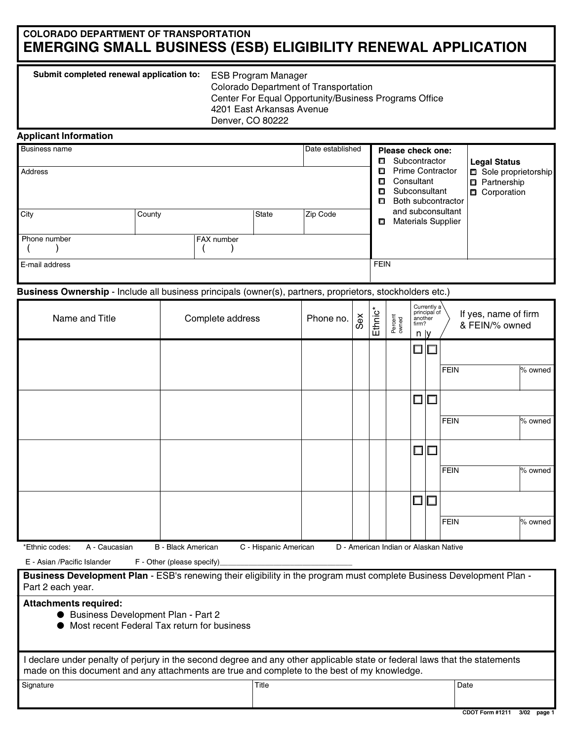COLORADO DEPARTMENT OF TRANSPORTATION

# EMERGING SMALL BUSINESS (ESB) ELIGIBILITY RENEWAL APPLICATION

**Submit completed renewal application to:**

ESB Program Manager
Colorado Department of Transportation
Center For Equal Opportunity/Business Programs Office
4201 East Arkansas Avenue
Denver, CO 80222

## Applicant Information

| Business name | | | Date established |
|---|---|---|---|
| Address | | | |
| City | County | State | Zip Code |
| Phone number ( ) | FAX number ( ) | | |
| E-mail address | | | |

**Please check one:**
- ☐ Subcontractor
- ☐ Prime Contractor
- ☐ Consultant
- ☐ Subconsultant
- ☐ Both subcontractor and subconsultant
- ☐ Materials Supplier

**Legal Status**
- ☐ Sole proprietorship
- ☐ Partnership
- ☐ Corporation

FEIN

## Business Ownership - Include all business principals (owner(s), partners, proprietors, stockholders etc.)

| Name and Title | Complete address | Phone no. | Sex | Ethnic* | Percent owned | Currently a principal of another firm? n | y | If yes, name of firm & FEIN/% owned |
|---|---|---|---|---|---|---|---|---|
| | | | | | | ☐ | ☐ | FEIN / % owned |
| | | | | | | ☐ | ☐ | FEIN / % owned |
| | | | | | | ☐ | ☐ | FEIN / % owned |
| | | | | | | ☐ | ☐ | FEIN / % owned |

*Ethnic codes: A - Caucasian B - Black American C - Hispanic American D - American Indian or Alaskan Native E - Asian /Pacific Islander F - Other (please specify)________________________________

**Business Development Plan** - ESB's renewing their eligibility in the program must complete Business Development Plan - Part 2 each year.

**Attachments required:**
- Business Development Plan - Part 2
- Most recent Federal Tax return for business

I declare under penalty of perjury in the second degree and any other applicable state or federal laws that the statements made on this document and any attachments are true and complete to the best of my knowledge.

| Signature | Title | Date |
|---|---|---|
| | | |

CDOT Form #1211 3/02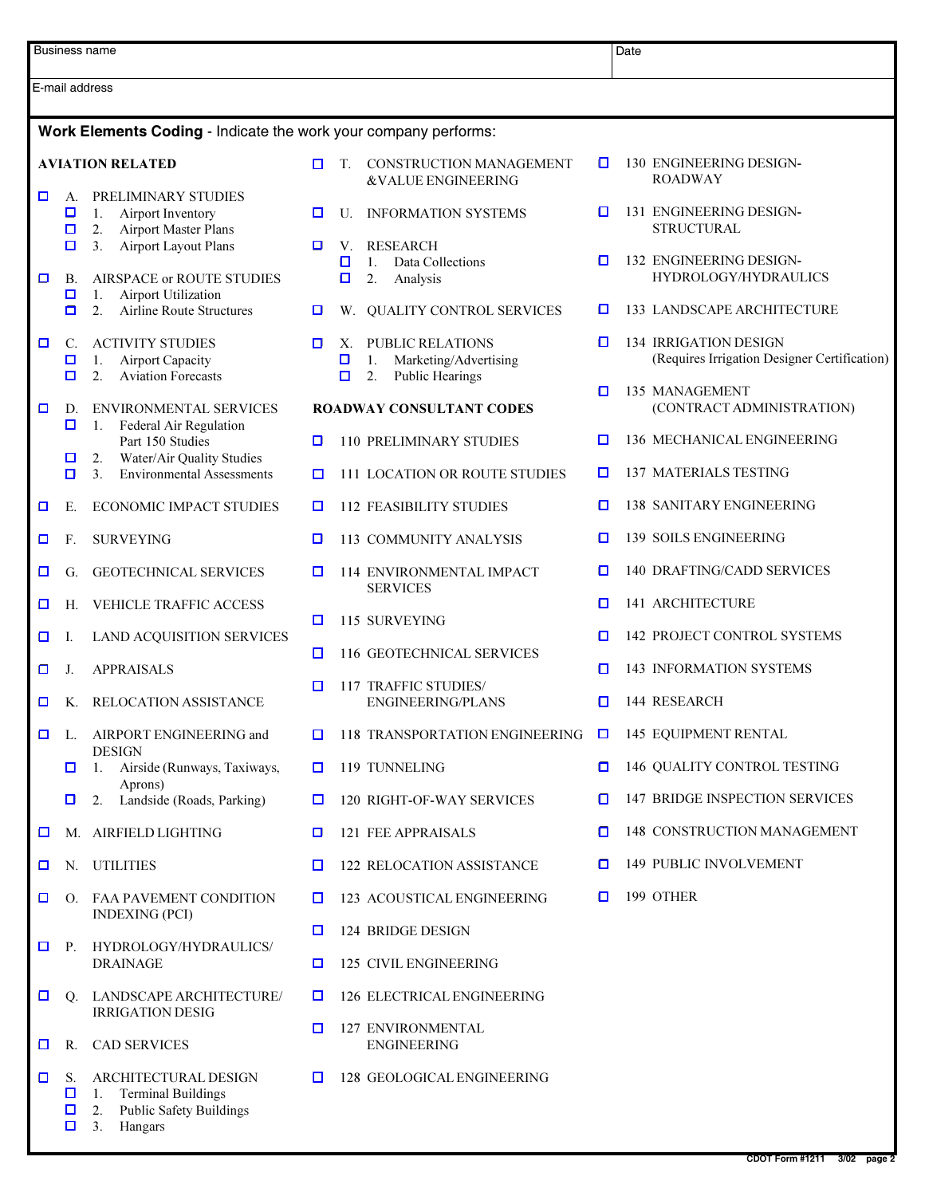| Business name | Date |
|---|---|
| E-mail address | |

**Work Elements Coding** - Indicate the work your company performs:

**AVIATION RELATED**

- ☐ A. PRELIMINARY STUDIES
  - ☐ 1. Airport Inventory
  - ☐ 2. Airport Master Plans
  - ☐ 3. Airport Layout Plans
- ☐ B. AIRSPACE or ROUTE STUDIES
  - ☐ 1. Airport Utilization
  - ☐ 2. Airline Route Structures
- ☐ C. ACTIVITY STUDIES
  - ☐ 1. Airport Capacity
  - ☐ 2. Aviation Forecasts
- ☐ D. ENVIRONMENTAL SERVICES
  - ☐ 1. Federal Air Regulation Part 150 Studies
  - ☐ 2. Water/Air Quality Studies
  - ☐ 3. Environmental Assessments
- ☐ E. ECONOMIC IMPACT STUDIES
- ☐ F. SURVEYING
- ☐ G. GEOTECHNICAL SERVICES
- ☐ H. VEHICLE TRAFFIC ACCESS
- ☐ I. LAND ACQUISITION SERVICES
- ☐ J. APPRAISALS
- ☐ K. RELOCATION ASSISTANCE
- ☐ L. AIRPORT ENGINEERING and DESIGN
  - ☐ 1. Airside (Runways, Taxiways, Aprons)
  - ☐ 2. Landside (Roads, Parking)
- ☐ M. AIRFIELD LIGHTING
- ☐ N. UTILITIES
- ☐ O. FAA PAVEMENT CONDITION INDEXING (PCI)
- ☐ P. HYDROLOGY/HYDRAULICS/ DRAINAGE
- ☐ Q. LANDSCAPE ARCHITECTURE/ IRRIGATION DESIG
- ☐ R. CAD SERVICES
- ☐ S. ARCHITECTURAL DESIGN
  - ☐ 1. Terminal Buildings
  - ☐ 2. Public Safety Buildings
  - ☐ 3. Hangars
- ☐ T. CONSTRUCTION MANAGEMENT &VALUE ENGINEERING
- ☐ U. INFORMATION SYSTEMS
- ☐ V. RESEARCH
  - ☐ 1. Data Collections
  - ☐ 2. Analysis
- ☐ W. QUALITY CONTROL SERVICES
- ☐ X. PUBLIC RELATIONS
  - ☐ 1. Marketing/Advertising
  - ☐ 2. Public Hearings

**ROADWAY CONSULTANT CODES**

- ☐ 110 PRELIMINARY STUDIES
- ☐ 111 LOCATION OR ROUTE STUDIES
- ☐ 112 FEASIBILITY STUDIES
- ☐ 113 COMMUNITY ANALYSIS
- ☐ 114 ENVIRONMENTAL IMPACT SERVICES
- ☐ 115 SURVEYING
- ☐ 116 GEOTECHNICAL SERVICES
- ☐ 117 TRAFFIC STUDIES/ ENGINEERING/PLANS
- ☐ 118 TRANSPORTATION ENGINEERING
- ☐ 119 TUNNELING
- ☐ 120 RIGHT-OF-WAY SERVICES
- ☐ 121 FEE APPRAISALS
- ☐ 122 RELOCATION ASSISTANCE
- ☐ 123 ACOUSTICAL ENGINEERING
- ☐ 124 BRIDGE DESIGN
- ☐ 125 CIVIL ENGINEERING
- ☐ 126 ELECTRICAL ENGINEERING
- ☐ 127 ENVIRONMENTAL ENGINEERING
- ☐ 128 GEOLOGICAL ENGINEERING
- ☐ 130 ENGINEERING DESIGN-ROADWAY
- ☐ 131 ENGINEERING DESIGN-STRUCTURAL
- ☐ 132 ENGINEERING DESIGN-HYDROLOGY/HYDRAULICS
- ☐ 133 LANDSCAPE ARCHITECTURE
- ☐ 134 IRRIGATION DESIGN (Requires Irrigation Designer Certification)
- ☐ 135 MANAGEMENT (CONTRACT ADMINISTRATION)
- ☐ 136 MECHANICAL ENGINEERING
- ☐ 137 MATERIALS TESTING
- ☐ 138 SANITARY ENGINEERING
- ☐ 139 SOILS ENGINEERING
- ☐ 140 DRAFTING/CADD SERVICES
- ☐ 141 ARCHITECTURE
- ☐ 142 PROJECT CONTROL SYSTEMS
- ☐ 143 INFORMATION SYSTEMS
- ☐ 144 RESEARCH
- ☐ 145 EQUIPMENT RENTAL
- ☐ 146 QUALITY CONTROL TESTING
- ☐ 147 BRIDGE INSPECTION SERVICES
- ☐ 148 CONSTRUCTION MANAGEMENT
- ☐ 149 PUBLIC INVOLVEMENT
- ☐ 199 OTHER

CDOT Form #1211 3/02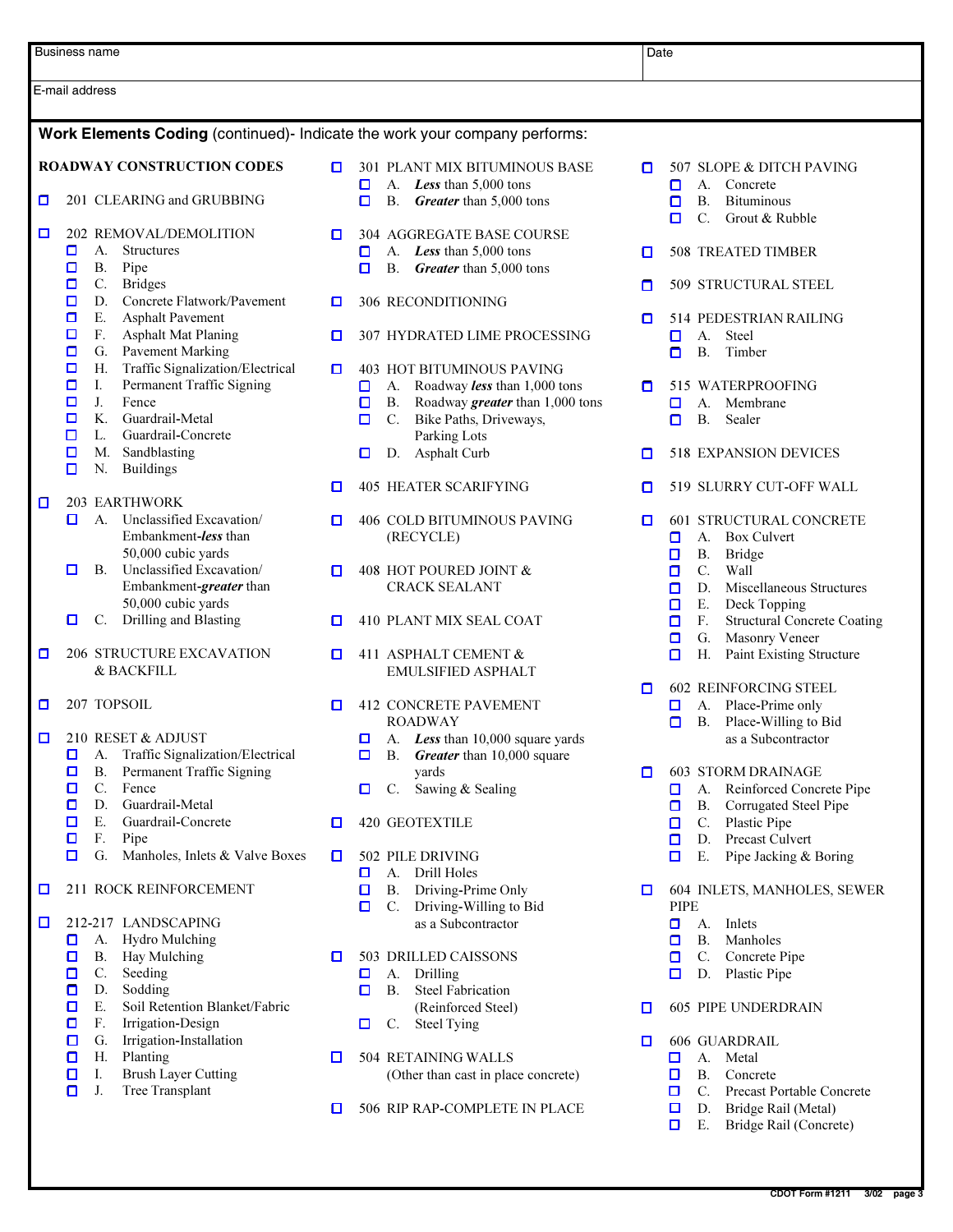| Business name | Date |
|---|---|
| E-mail address | |

**Work Elements Coding** (continued)- Indicate the work your company performs:

**ROADWAY CONSTRUCTION CODES**

- ☐ 201 CLEARING and GRUBBING
- ☐ 202 REMOVAL/DEMOLITION
  - ☐ A. Structures
  - ☐ B. Pipe
  - ☐ C. Bridges
  - ☐ D. Concrete Flatwork/Pavement
  - ☐ E. Asphalt Pavement
  - ☐ F. Asphalt Mat Planing
  - ☐ G. Pavement Marking
  - ☐ H. Traffic Signalization/Electrical
  - ☐ I. Permanent Traffic Signing
  - ☐ J. Fence
  - ☐ K. Guardrail-Metal
  - ☐ L. Guardrail-Concrete
  - ☐ M. Sandblasting
  - ☐ N. Buildings
- ☐ 203 EARTHWORK
  - ☐ A. Unclassified Excavation/ Embankment-***less*** than 50,000 cubic yards
  - ☐ B. Unclassified Excavation/ Embankment-***greater*** than 50,000 cubic yards
  - ☐ C. Drilling and Blasting
- ☐ 206 STRUCTURE EXCAVATION & BACKFILL
- ☐ 207 TOPSOIL
- ☐ 210 RESET & ADJUST
  - ☐ A. Traffic Signalization/Electrical
  - ☐ B. Permanent Traffic Signing
  - ☐ C. Fence
  - ☐ D. Guardrail-Metal
  - ☐ E. Guardrail-Concrete
  - ☐ F. Pipe
  - ☐ G. Manholes, Inlets & Valve Boxes
- ☐ 211 ROCK REINFORCEMENT
- ☐ 212-217 LANDSCAPING
  - ☐ A. Hydro Mulching
  - ☐ B. Hay Mulching
  - ☐ C. Seeding
  - ☐ D. Sodding
  - ☐ E. Soil Retention Blanket/Fabric
  - ☐ F. Irrigation-Design
  - ☐ G. Irrigation-Installation
  - ☐ H. Planting
  - ☐ I. Brush Layer Cutting
  - ☐ J. Tree Transplant
- ☐ 301 PLANT MIX BITUMINOUS BASE
  - ☐ A. ***Less*** than 5,000 tons
  - ☐ B. ***Greater*** than 5,000 tons
- ☐ 304 AGGREGATE BASE COURSE
  - ☐ A. ***Less*** than 5,000 tons
  - ☐ B. ***Greater*** than 5,000 tons
- ☐ 306 RECONDITIONING
- ☐ 307 HYDRATED LIME PROCESSING
- ☐ 403 HOT BITUMINOUS PAVING
  - ☐ A. Roadway ***less*** than 1,000 tons
  - ☐ B. Roadway ***greater*** than 1,000 tons
  - ☐ C. Bike Paths, Driveways, Parking Lots
  - ☐ D. Asphalt Curb
- ☐ 405 HEATER SCARIFYING
- ☐ 406 COLD BITUMINOUS PAVING (RECYCLE)
- ☐ 408 HOT POURED JOINT & CRACK SEALANT
- ☐ 410 PLANT MIX SEAL COAT
- ☐ 411 ASPHALT CEMENT & EMULSIFIED ASPHALT
- ☐ 412 CONCRETE PAVEMENT ROADWAY
  - ☐ A. ***Less*** than 10,000 square yards
  - ☐ B. ***Greater*** than 10,000 square yards
  - ☐ C. Sawing & Sealing
- ☐ 420 GEOTEXTILE
- ☐ 502 PILE DRIVING
  - ☐ A. Drill Holes
  - ☐ B. Driving-Prime Only
  - ☐ C. Driving-Willing to Bid as a Subcontractor
- ☐ 503 DRILLED CAISSONS
  - ☐ A. Drilling
  - ☐ B. Steel Fabrication (Reinforced Steel)
  - ☐ C. Steel Tying
- ☐ 504 RETAINING WALLS (Other than cast in place concrete)
- ☐ 506 RIP RAP-COMPLETE IN PLACE
- ☐ 507 SLOPE & DITCH PAVING
  - ☐ A. Concrete
  - ☐ B. Bituminous
  - ☐ C. Grout & Rubble
- ☐ 508 TREATED TIMBER
- ☐ 509 STRUCTURAL STEEL
- ☐ 514 PEDESTRIAN RAILING
  - ☐ A. Steel
  - ☐ B. Timber
- ☐ 515 WATERPROOFING
  - ☐ A. Membrane
  - ☐ B. Sealer
- ☐ 518 EXPANSION DEVICES
- ☐ 519 SLURRY CUT-OFF WALL
- ☐ 601 STRUCTURAL CONCRETE
  - ☐ A. Box Culvert
  - ☐ B. Bridge
  - ☐ C. Wall
  - ☐ D. Miscellaneous Structures
  - ☐ E. Deck Topping
  - ☐ F. Structural Concrete Coating
  - ☐ G. Masonry Veneer
  - ☐ H. Paint Existing Structure
- ☐ 602 REINFORCING STEEL
  - ☐ A. Place-Prime only
  - ☐ B. Place-Willing to Bid as a Subcontractor
- ☐ 603 STORM DRAINAGE
  - ☐ A. Reinforced Concrete Pipe
  - ☐ B. Corrugated Steel Pipe
  - ☐ C. Plastic Pipe
  - ☐ D. Precast Culvert
  - ☐ E. Pipe Jacking & Boring
- ☐ 604 INLETS, MANHOLES, SEWER PIPE
  - ☐ A. Inlets
  - ☐ B. Manholes
  - ☐ C. Concrete Pipe
  - ☐ D. Plastic Pipe
- ☐ 605 PIPE UNDERDRAIN
- ☐ 606 GUARDRAIL
  - ☐ A. Metal
  - ☐ B. Concrete
  - ☐ C. Precast Portable Concrete
  - ☐ D. Bridge Rail (Metal)
  - ☐ E. Bridge Rail (Concrete)

CDOT Form #1211 3/02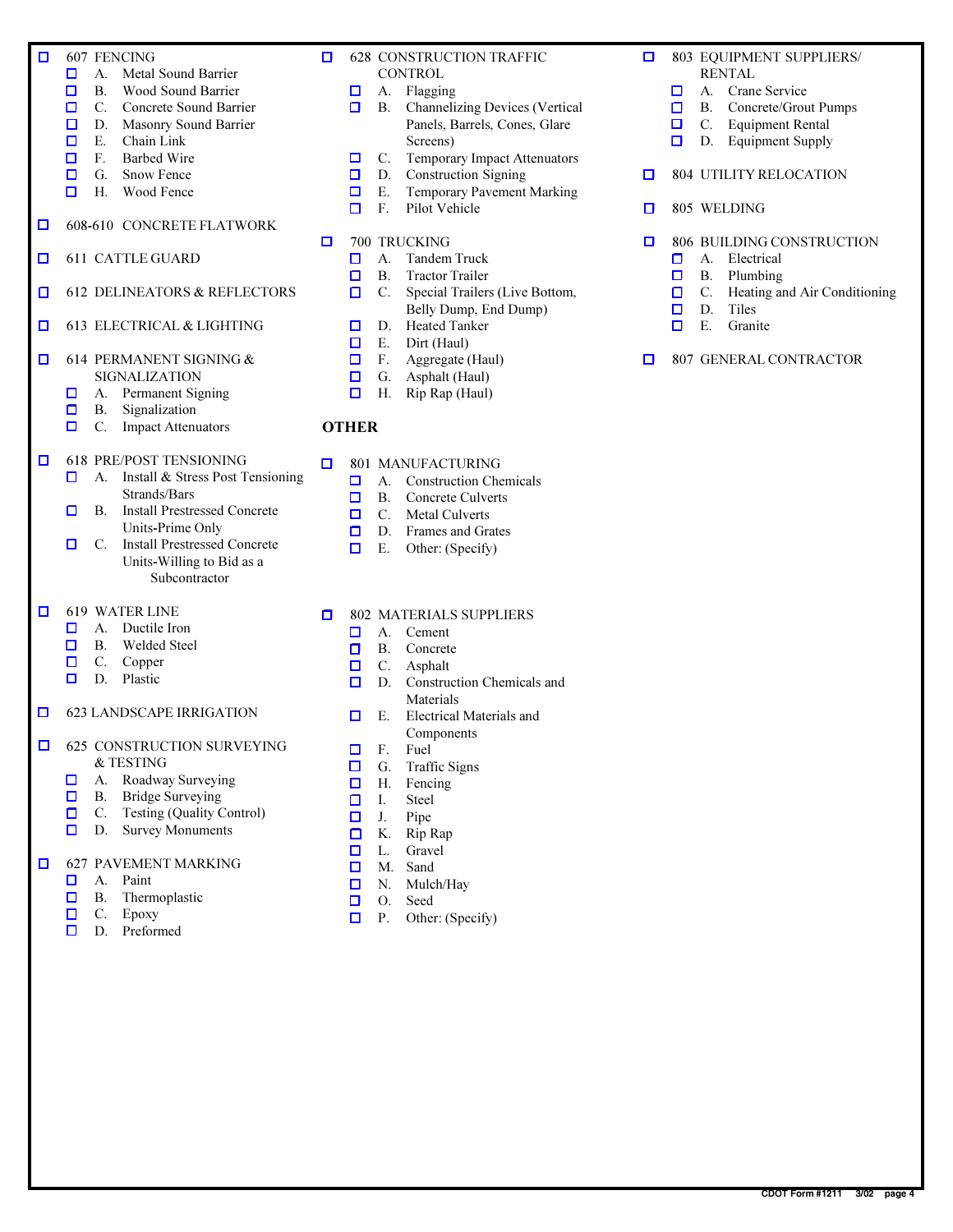- ☐ 607 FENCING
  - ☐ A. Metal Sound Barrier
  - ☐ B. Wood Sound Barrier
  - ☐ C. Concrete Sound Barrier
  - ☐ D. Masonry Sound Barrier
  - ☐ E. Chain Link
  - ☐ F. Barbed Wire
  - ☐ G. Snow Fence
  - ☐ H. Wood Fence
- ☐ 608-610 CONCRETE FLATWORK
- ☐ 611 CATTLE GUARD
- ☐ 612 DELINEATORS & REFLECTORS
- ☐ 613 ELECTRICAL & LIGHTING
- ☐ 614 PERMANENT SIGNING & SIGNALIZATION
  - ☐ A. Permanent Signing
  - ☐ B. Signalization
  - ☐ C. Impact Attenuators
- ☐ 618 PRE/POST TENSIONING
  - ☐ A. Install & Stress Post Tensioning Strands/Bars
  - ☐ B. Install Prestressed Concrete Units-Prime Only
  - ☐ C. Install Prestressed Concrete Units-Willing to Bid as a Subcontractor
- ☐ 619 WATER LINE
  - ☐ A. Ductile Iron
  - ☐ B. Welded Steel
  - ☐ C. Copper
  - ☐ D. Plastic
- ☐ 623 LANDSCAPE IRRIGATION
- ☐ 625 CONSTRUCTION SURVEYING & TESTING
  - ☐ A. Roadway Surveying
  - ☐ B. Bridge Surveying
  - ☐ C. Testing (Quality Control)
  - ☐ D. Survey Monuments
- ☐ 627 PAVEMENT MARKING
  - ☐ A. Paint
  - ☐ B. Thermoplastic
  - ☐ C. Epoxy
  - ☐ D. Preformed
- ☐ 628 CONSTRUCTION TRAFFIC CONTROL
  - ☐ A. Flagging
  - ☐ B. Channelizing Devices (Vertical Panels, Barrels, Cones, Glare Screens)
  - ☐ C. Temporary Impact Attenuators
  - ☐ D. Construction Signing
  - ☐ E. Temporary Pavement Marking
  - ☐ F. Pilot Vehicle
- ☐ 700 TRUCKING
  - ☐ A. Tandem Truck
  - ☐ B. Tractor Trailer
  - ☐ C. Special Trailers (Live Bottom, Belly Dump, End Dump)
  - ☐ D. Heated Tanker
  - ☐ E. Dirt (Haul)
  - ☐ F. Aggregate (Haul)
  - ☐ G. Asphalt (Haul)
  - ☐ H. Rip Rap (Haul)

**OTHER**

- ☐ 801 MANUFACTURING
  - ☐ A. Construction Chemicals
  - ☐ B. Concrete Culverts
  - ☐ C. Metal Culverts
  - ☐ D. Frames and Grates
  - ☐ E. Other: (Specify)
- ☐ 802 MATERIALS SUPPLIERS
  - ☐ A. Cement
  - ☐ B. Concrete
  - ☐ C. Asphalt
  - ☐ D. Construction Chemicals and Materials
  - ☐ E. Electrical Materials and Components
  - ☐ F. Fuel
  - ☐ G. Traffic Signs
  - ☐ H. Fencing
  - ☐ I. Steel
  - ☐ J. Pipe
  - ☐ K. Rip Rap
  - ☐ L. Gravel
  - ☐ M. Sand
  - ☐ N. Mulch/Hay
  - ☐ O. Seed
  - ☐ P. Other: (Specify)
- ☐ 803 EQUIPMENT SUPPLIERS/ RENTAL
  - ☐ A. Crane Service
  - ☐ B. Concrete/Grout Pumps
  - ☐ C. Equipment Rental
  - ☐ D. Equipment Supply
- ☐ 804 UTILITY RELOCATION
- ☐ 805 WELDING
- ☐ 806 BUILDING CONSTRUCTION
  - ☐ A. Electrical
  - ☐ B. Plumbing
  - ☐ C. Heating and Air Conditioning
  - ☐ D. Tiles
  - ☐ E. Granite
- ☐ 807 GENERAL CONTRACTOR

CDOT Form #1211 3/02